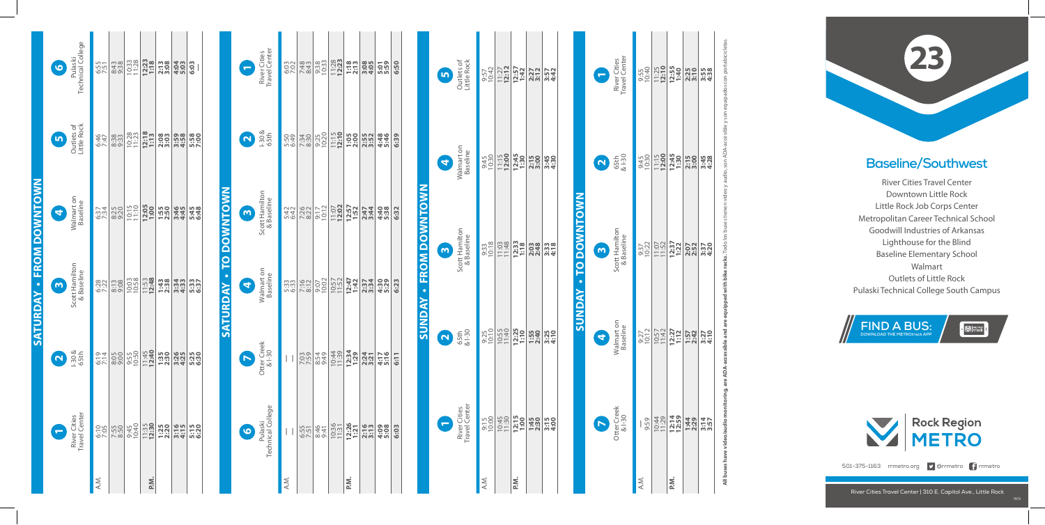# 23

## Baseline/Southwest

River Cities Travel Center
Downtown Little Rock
Little Rock Job Corps Center
Metropolitan Career Technical School
Goodwill Industries of Arkansas
Lighthouse for the Blind
Baseline Elementary School
Walmart
Outlets of Little Rock
Pulaski Technical College South Campus

**FIND A BUS:** DOWNLOAD THE METROtrack APP

Rock Region METRO

501-375-1163 rrmetro.org @rrmetro rrmetro

River Cities Travel Center | 310 E. Capitol Ave., Little Rock

## SATURDAY • FROM DOWNTOWN

| | 1 River Cities Travel Center | 2 I-30 & 65th | 3 Scott Hamilton & Baseline | 4 Walmart on Baseline | 5 Outlets of Little Rock | 6 Pulaski Technical College |
|---|---|---|---|---|---|---|
| A.M. | 6:10 | 6:19 | 6:28 | 6:37 | 6:46 | 6:55 |
| | 7:05 | 7:14 | 7:22 | 7:34 | 7:42 | 7:51 |
| | 7:55 | 8:05 | 8:13 | 8:25 | 8:38 | 8:43 |
| | 8:50 | 9:00 | 9:08 | 9:20 | 9:33 | 9:38 |
| | 9:45 | 9:55 | 10:03 | 10:15 | 10:28 | 10:33 |
| | 10:40 | 10:50 | 10:58 | 11:10 | 11:23 | 11:28 |
| P.M. | 11:35 | 11:45 | 11:53 | **12:05** | **12:18** | **12:23** |
| | **12:30** | **12:40** | **12:48** | **1:00** | **1:13** | **1:18** |
| | **1:25** | **1:35** | **1:43** | **1:55** | **2:08** | **2:13** |
| | **2:20** | **2:30** | **2:38** | **2:50** | **3:03** | **3:08** |
| | **3:16** | **3:26** | **3:34** | **3:46** | **3:59** | **4:04** |
| | **4:15** | **4:25** | **4:33** | **4:45** | **4:58** | **5:03** |
| | **5:15** | **5:25** | **5:33** | **5:45** | **5:58** | **6:03** |
| | **6:20** | **6:30** | **6:37** | **6:48** | **7:00** | — |

## SATURDAY • TO DOWNTOWN

| | 6 Pulaski Technical College | 7 Otter Creek & I-30 | 4 Walmart on Baseline | 3 Scott Hamilton & Baseline | 2 I-30 & 65th | 1 River Cities Travel Center |
|---|---|---|---|---|---|---|
| A.M. | — | — | 5:33 | 5:42 | 5:50 | 6:03 |
| | — | — | 6:33 | 6:42 | 6:49 | 7:02 |
| | 6:55 | 7:03 | 7:16 | 7:26 | 7:34 | 7:48 |
| | 7:51 | 7:59 | 8:12 | 8:22 | 8:30 | 8:43 |
| | 8:46 | 8:54 | 9:07 | 9:17 | 9:25 | 9:38 |
| | 9:41 | 9:49 | 10:02 | 10:12 | 10:20 | 10:33 |
| | 10:36 | 10:44 | 10:57 | 11:07 | 11:15 | 11:28 |
| | 11:31 | 11:39 | 11:52 | **12:02** | **12:10** | **12:23** |
| P.M. | **12:26** | **12:34** | **12:47** | **12:57** | **1:05** | **1:18** |
| | **1:21** | **1:29** | **1:42** | **1:52** | **2:00** | **2:13** |
| | **2:16** | **2:24** | **2:37** | **2:47** | **2:55** | **3:08** |
| | **3:13** | **3:21** | **3:34** | **3:44** | **3:52** | **4:05** |
| | **4:09** | **4:17** | **4:30** | **4:40** | **4:48** | **5:01** |
| | **5:08** | **5:16** | **5:29** | **5:38** | **5:46** | **5:59** |
| | **6:03** | **6:11** | **6:23** | **6:32** | **6:39** | **6:50** |

## SUNDAY • FROM DOWNTOWN

| | 1 River Cities Travel Center | 2 65th & I-30 | 3 Scott Hamilton & Baseline | 4 Walmart on Baseline | 5 Outlets of Little Rock |
|---|---|---|---|---|---|
| A.M. | 9:15 | 9:25 | 9:33 | 9:45 | 9:57 |
| | 10:00 | 10:10 | 10:18 | 10:30 | 10:42 |
| | 10:45 | 10:55 | 11:03 | 11:15 | 11:27 |
| | 11:30 | 11:40 | 11:48 | **12:00** | **12:12** |
| P.M. | **12:15** | **12:25** | **12:33** | **12:45** | **12:57** |
| | **1:00** | **1:10** | **1:18** | **1:30** | **1:42** |
| | **1:45** | **1:55** | **2:03** | **2:15** | **2:27** |
| | **2:30** | **2:40** | **2:48** | **3:00** | **3:12** |
| | **3:15** | **3:25** | **3:33** | **3:45** | **3:57** |
| | **4:00** | **4:10** | **4:18** | **4:30** | **4:42** |

## SUNDAY • TO DOWNTOWN

| | 7 Otter Creek & I-30 | 4 Walmart on Baseline | 3 Scott Hamilton & Baseline | 2 65th & I-30 | 1 River Cities Travel Center |
|---|---|---|---|---|---|
| A.M. | — | 9:27 | 9:37 | 9:45 | 9:55 |
| | 9:59 | 10:12 | 10:22 | 10:30 | 10:40 |
| | 10:44 | 10:57 | 11:07 | 11:15 | 11:25 |
| | 11:29 | 11:42 | 11:52 | **12:00** | **12:10** |
| P.M. | **12:14** | **12:27** | **12:37** | **12:45** | **12:55** |
| | **12:59** | **1:12** | **1:22** | **1:30** | **1:40** |
| | **1:44** | **1:57** | **2:07** | **2:15** | **2:25** |
| | **2:29** | **2:42** | **2:52** | **3:00** | **3:10** |
| | **3:14** | **3:27** | **3:37** | **3:45** | **3:55** |
| | **3:57** | **4:10** | **4:20** | **4:28** | **4:38** |

**All buses have video/audio monitoring, are ADA-accessible and are equipped with bike racks.** Todo los buses tienen video y audio, son ADA-accesible y son equipado con portabicicletas.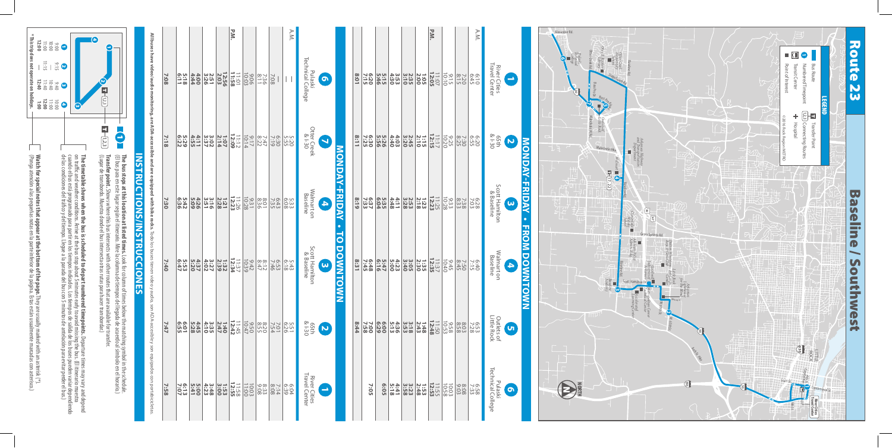# Route 23

## Baseline / Southwest

**LEGEND**

- Bus Route
- Numbered Timepoint
- Transit Center
- Point of Interest
- Transfer Point
- Connecting Routes
- Hospital

©2016 Rock Region METRO

## MONDAY-FRIDAY • FROM DOWNTOWN

| | 1 River Cities Travel Center | 2 65th & I-30 | 3 Scott Hamilton & Baseline | 4 Walmart on Baseline | 5 Outlets of Little Rock | 6 Pulaski Technical College |
|---|---|---|---|---|---|---|
| A.M. | 6:10 | 6:20 | 6:28 | 6:40 | 6:53 | 6:58 |
| | 6:45 | 6:55 | 7:03 | 7:15 | 7:28 | 7:33 |
| | 7:20 | 7:30 | 7:38 | 7:50 | 8:03 | 8:08 |
| | 8:15 | 8:25 | 8:33 | 8:45 | 8:58 | 9:03 |
| | 9:15 | 9:25 | 9:33 | 9:45 | 9:58 | 10:03 |
| | 10:10 | 10:20 | 10:28 | 10:40 | 10:53 | 10:58 |
| | 11:07 | 11:17 | 11:25 | 11:37 | 11:50 | 11:55 |
| P.M. | **12:05** | **12:15** | **12:23** | **12:35** | **12:48** | **12:53** |
| | **1:05** | **1:15** | **1:23** | **1:35** | **1:48** | **1:53** |
| | **2:00** | **2:10** | **2:18** | **2:30** | **2:43** | **2:48** |
| | **2:35** | **2:45** | **2:53** | **3:05** | **3:18** | **3:23** |
| | **3:10** | **3:20** | **3:28** | **3:40** | **3:53** | **3:58** |
| | **3:53** | **4:03** | **4:11** | **4:23** | **4:36** | **4:41** |
| | **4:30** | **4:40** | **4:48** | **5:00** | **5:13** | **5:18** |
| | **5:15** | **5:26** | **5:35** | **5:47** | **6:00** | **6:05** |
| | **5:46** | **5:56** | **6:04** | **6:16** | **6:29** | |
| | **6:20** | **6:30** | **6:37** | **6:48** | **7:00** | **7:05** |
| | **7:15** | **7:25** | **7:33** | **7:45** | **7:58** | |
| | **8:01** | **8:11** | **8:19** | **8:31** | **8:44** | |

## MONDAY-FRIDAY • TO DOWNTOWN

| | 6 Pulaski Technical College | 7 Otter Creek & I-30 | 4 Walmart on Baseline | 3 Scott Hamilton & Baseline | 2 65th & I-30 | 1 River Cities Travel Center |
|---|---|---|---|---|---|---|
| A.M. | — | 5:20 | 5:33 | 5:43 | 5:51 | 6:04 |
| | — | 5:55 | 6:08 | 6:18 | 6:26 | 6:39 |
| | — | 6:30 | 6:43 | 6:53 | 7:01 | 7:14 |
| | 7:08 | 7:19 | 7:35 | 7:46 | 7:54 | 8:08 |
| | 7:36 | 7:47 | 8:01 | 8:12 | 8:20 | 8:33 |
| | 8:11 | 8:22 | 8:36 | 8:47 | 8:55 | 9:08 |
| | 9:06 | 9:17 | 9:31 | 9:42 | 9:50 | 10:03 |
| | 10:03 | 10:14 | 10:28 | 10:39 | 10:47 | 11:00 |
| | 11:01 | 11:12 | 11:26 | 11:37 | 11:45 | 11:58 |
| P.M. | **11:58** | **12:09** | **12:23** | **12:34** | **12:42** | **12:55** |
| | **12:56** | **1:07** | **1:21** | **1:32** | **1:40** | **1:53** |
| | **2:03** | **2:14** | **2:28** | **2:39** | **2:47** | **3:00** |
| | **2:51** | **3:02** | **3:16** | **3:27** | **3:35** | **3:48** |
| | **3:26** | **3:37** | **3:51** | **4:02** | **4:10** | **4:23** |
| | **4:00** | **4:11** | **4:26** | **4:37** | **4:45** | **5:00** |
| | **4:44** | **4:55** | **5:09** | **5:20** | **5:28** | **5:41** |
| | **5:18** | **5:29** | **5:42** | **5:53** | **6:01** | **6:13** |
| | **6:11** | **6:22** | **6:36** | **6:47** | **6:55** | **7:07** |
| | **7:08** | **7:18** | **7:30** | **7:40** | **7:47** | **7:58** |

**All buses have video/audio monitoring, are ADA-accessible and are equipped with bike racks.** Todos los buses tienen video y audio, son ADA-accesibles y son equipados con portabicicletas.

## INSTRUCTIONS/INSTRUCCIONES

**The bus stops at this location at listed times.** Look for column of times below the matching symbol in the schedule. (El bus pasa en este lugar según el itinerario. Mire la columna de tiempos del llegada de acuerdo al símbolo en el horario.)

**Transfer point.** Shows where this bus intersects with other routes that are available for transfer. (Lugar de transbordo. Muestra donde el bus intersecta otras rutas para hacer transbordo.)

**The timetable shows when the bus is scheduled to depart numbered timepoints.** Departure times may vary and depend on traffic and weather conditions. Arrive at the bus stop about 5 minutes early to avoid missing the bus. (El itinerario muestra cuando el bus está programado para partir en los tiempos indicados. Los tiempos de salida de los buses pueden variar dependiendo de las condiciones del tráfico y del tiempo. Llegue a la parada del bus con 5 minutos de anticipación para evitar perder el bus.)

| 1 | 2 | 3 | 4 |
|---|---|---|---|
| 9:00 | 9:15 | 9:40 | 10:00 |
| 10:00 | — | 10:40 | 11:00 |
| 11:00 | 11:15 | 11:40 | 12:00 |
| 12:00 | — | 12:40 | 1:00 |

* This trip does not operate on holidays.

**Watch for special notes that appear at the bottom of the page.** They are usually marked with an asterisk (*). (Ponga atención a las pequeñas notas en la parte inferior de la página. Estas están usualmente marcadas con asterisco.)